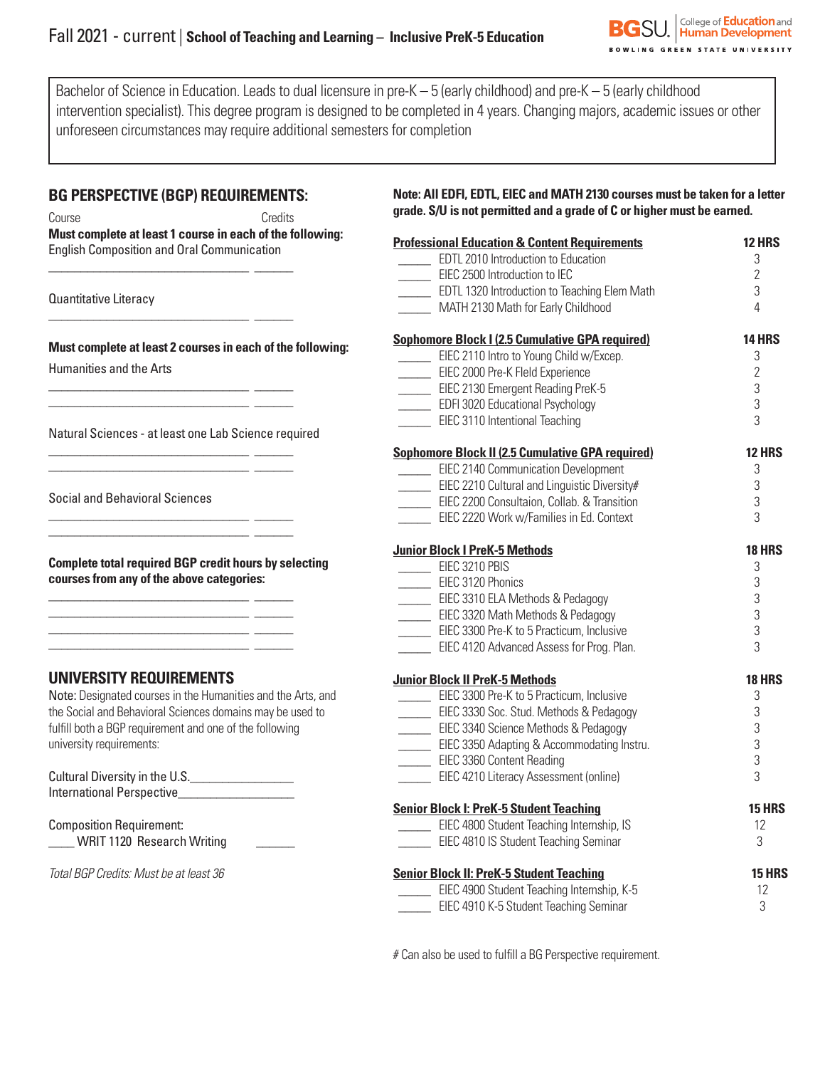# Fall 2021 - current | School of Teaching and Learning – Inclusive PreK-5 Education

BGSU. College of Education and Human Development
BOWLING GREEN STATE UNIVERSITY

Bachelor of Science in Education. Leads to dual licensure in pre-K – 5 (early childhood) and pre-K – 5 (early childhood intervention specialist). This degree program is designed to be completed in 4 years. Changing majors, academic issues or other unforeseen circumstances may require additional semesters for completion

## BG PERSPECTIVE (BGP) REQUIREMENTS:

Course Credits

**Must complete at least 1 course in each of the following:**

English Composition and Oral Communication

________________________________ ______

Quantitative Literacy

________________________________ ______

**Must complete at least 2 courses in each of the following:**

Humanities and the Arts

________________________________ ______
________________________________ ______

Natural Sciences - at least one Lab Science required

________________________________ ______
________________________________ ______

Social and Behavioral Sciences

________________________________ ______
________________________________ ______

**Complete total required BGP credit hours by selecting courses from any of the above categories:**

________________________________ ______
________________________________ ______
________________________________ ______
________________________________ ______

## UNIVERSITY REQUIREMENTS

Note: Designated courses in the Humanities and the Arts, and the Social and Behavioral Sciences domains may be used to fulfill both a BGP requirement and one of the following university requirements:

Cultural Diversity in the U.S.________________
International Perspective_________________

Composition Requirement:
____ WRIT 1120 Research Writing ______

*Total BGP Credits: Must be at least 36*

**Note: All EDFI, EDTL, EIEC and MATH 2130 courses must be taken for a letter grade. S/U is not permitted and a grade of C or higher must be earned.**

| **Professional Education & Content Requirements** | **12 HRS** |
|---|---|
| _____ EDTL 2010 Introduction to Education | 3 |
| _____ EIEC 2500 Introduction to IEC | 2 |
| _____ EDTL 1320 Introduction to Teaching Elem Math | 3 |
| _____ MATH 2130 Math for Early Childhood | 4 |

| **Sophomore Block I (2.5 Cumulative GPA required)** | **14 HRS** |
|---|---|
| _____ EIEC 2110 Intro to Young Child w/Excep. | 3 |
| _____ EIEC 2000 Pre-K FIeld Experience | 2 |
| _____ EIEC 2130 Emergent Reading PreK-5 | 3 |
| _____ EDFI 3020 Educational Psychology | 3 |
| _____ EIEC 3110 Intentional Teaching | 3 |

| **Sophomore Block II (2.5 Cumulative GPA required)** | **12 HRS** |
|---|---|
| _____ EIEC 2140 Communication Development | 3 |
| _____ EIEC 2210 Cultural and Linguistic Diversity# | 3 |
| _____ EIEC 2200 Consultaion, Collab. & Transition | 3 |
| _____ EIEC 2220 Work w/Families in Ed. Context | 3 |

| **Junior Block I PreK-5 Methods** | **18 HRS** |
|---|---|
| _____ EIEC 3210 PBIS | 3 |
| _____ EIEC 3120 Phonics | 3 |
| _____ EIEC 3310 ELA Methods & Pedagogy | 3 |
| _____ EIEC 3320 Math Methods & Pedagogy | 3 |
| _____ EIEC 3300 Pre-K to 5 Practicum, Inclusive | 3 |
| _____ EIEC 4120 Advanced Assess for Prog. Plan. | 3 |

| **Junior Block II PreK-5 Methods** | **18 HRS** |
|---|---|
| _____ EIEC 3300 Pre-K to 5 Practicum, Inclusive | 3 |
| _____ EIEC 3330 Soc. Stud. Methods & Pedagogy | 3 |
| _____ EIEC 3340 Science Methods & Pedagogy | 3 |
| _____ EIEC 3350 Adapting & Accommodating Instru. | 3 |
| _____ EIEC 3360 Content Reading | 3 |
| _____ EIEC 4210 Literacy Assessment (online) | 3 |

| **Senior Block I: PreK-5 Student Teaching** | **15 HRS** |
|---|---|
| _____ EIEC 4800 Student Teaching Internship, IS | 12 |
| _____ EIEC 4810 IS Student Teaching Seminar | 3 |

| **Senior Block II: PreK-5 Student Teaching** | **15 HRS** |
|---|---|
| _____ EIEC 4900 Student Teaching Internship, K-5 | 12 |
| _____ EIEC 4910 K-5 Student Teaching Seminar | 3 |

# Can also be used to fulfill a BG Perspective requirement.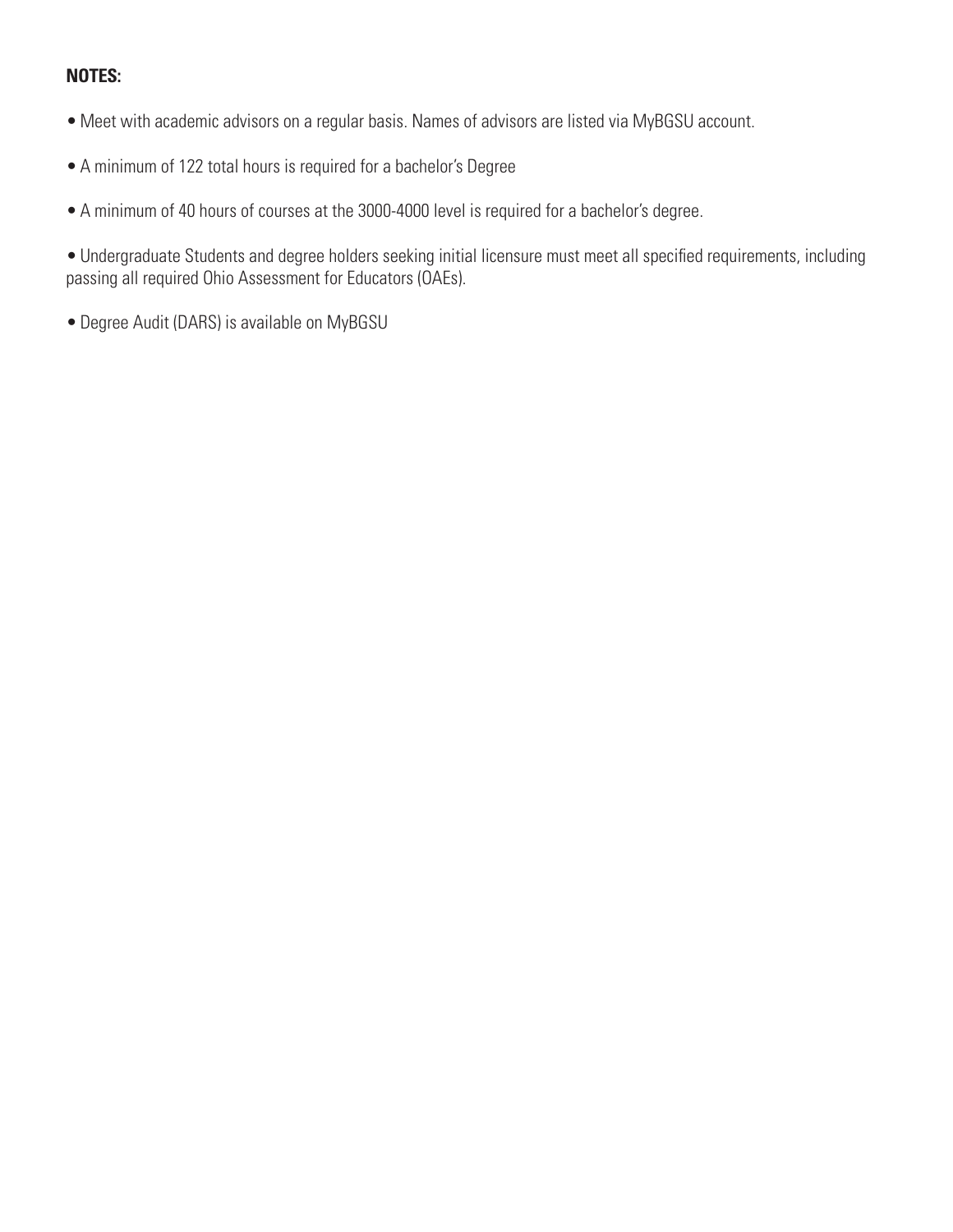**NOTES:**

- Meet with academic advisors on a regular basis. Names of advisors are listed via MyBGSU account.
- A minimum of 122 total hours is required for a bachelor's Degree
- A minimum of 40 hours of courses at the 3000-4000 level is required for a bachelor's degree.
- Undergraduate Students and degree holders seeking initial licensure must meet all specified requirements, including passing all required Ohio Assessment for Educators (OAEs).
- Degree Audit (DARS) is available on MyBGSU